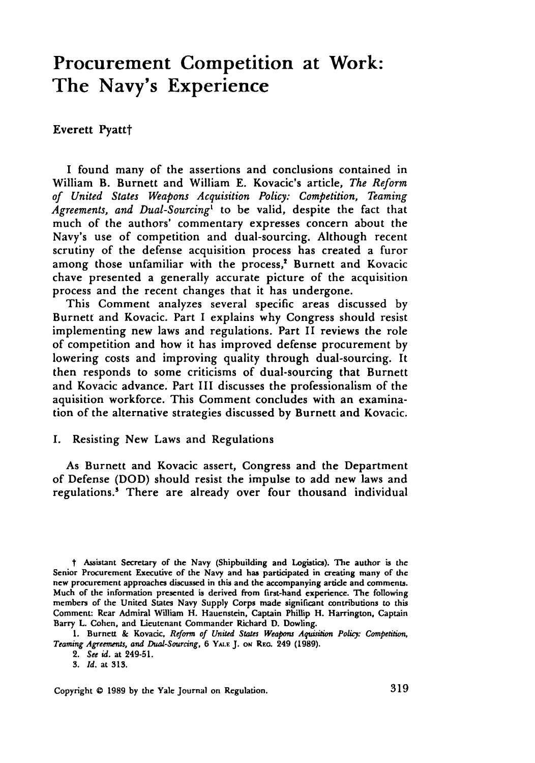# Procurement Competition at Work: The Navy's Experience

Everett Pyatt†

I found many of the assertions and conclusions contained in William B. Burnett and William E. Kovacic's article, *The Reform of United States Weapons Acquisition Policy: Competition, Teaming Agreements, and Dual-Sourcing*[1] to be valid, despite the fact that much of the authors' commentary expresses concern about the Navy's use of competition and dual-sourcing. Although recent scrutiny of the defense acquisition process has created a furor among those unfamiliar with the process,[2] Burnett and Kovacic chave presented a generally accurate picture of the acquisition process and the recent changes that it has undergone.

This Comment analyzes several specific areas discussed by Burnett and Kovacic. Part I explains why Congress should resist implementing new laws and regulations. Part II reviews the role of competition and how it has improved defense procurement by lowering costs and improving quality through dual-sourcing. It then responds to some criticisms of dual-sourcing that Burnett and Kovacic advance. Part III discusses the professionalism of the aquisition workforce. This Comment concludes with an examination of the alternative strategies discussed by Burnett and Kovacic.

## I. Resisting New Laws and Regulations

As Burnett and Kovacic assert, Congress and the Department of Defense (DOD) should resist the impulse to add new laws and regulations.[3] There are already over four thousand individual

---

† Assistant Secretary of the Navy (Shipbuilding and Logistics). The author is the Senior Procurement Executive of the Navy and has participated in creating many of the new procurement approaches discussed in this and the accompanying article and comments. Much of the information presented is derived from first-hand experience. The following members of the United States Navy Supply Corps made significant contributions to this Comment: Rear Admiral William H. Hauenstein, Captain Phillip H. Harrington, Captain Barry L. Cohen, and Lieutenant Commander Richard D. Dowling.

1. Burnett & Kovacic, *Reform of United States Weapons Aquisition Policy: Competition, Teaming Agreements, and Dual-Sourcing*, 6 YALE J. ON REG. 249 (1989).

2. *See id.* at 249-51.

3. *Id.* at 313.

Copyright © 1989 by the Yale Journal on Regulation.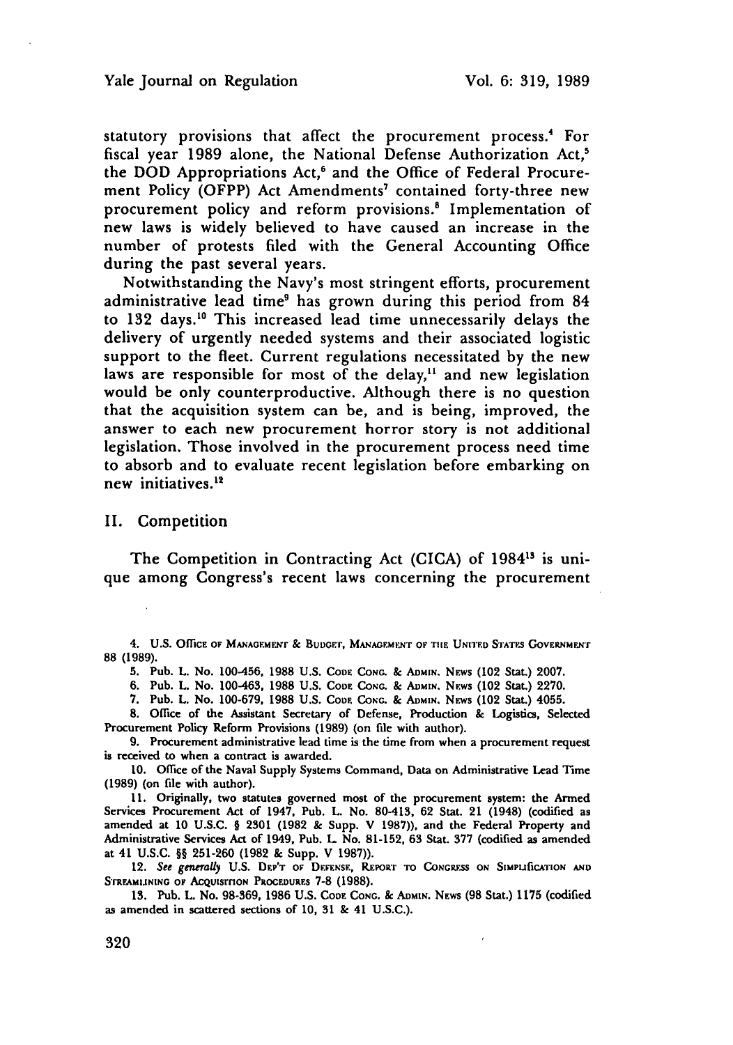statutory provisions that affect the procurement process.[4] For fiscal year 1989 alone, the National Defense Authorization Act,[5] the DOD Appropriations Act,[6] and the Office of Federal Procurement Policy (OFPP) Act Amendments[7] contained forty-three new procurement policy and reform provisions.[8] Implementation of new laws is widely believed to have caused an increase in the number of protests filed with the General Accounting Office during the past several years.

Notwithstanding the Navy's most stringent efforts, procurement administrative lead time[9] has grown during this period from 84 to 132 days.[10] This increased lead time unnecessarily delays the delivery of urgently needed systems and their associated logistic support to the fleet. Current regulations necessitated by the new laws are responsible for most of the delay,[11] and new legislation would be only counterproductive. Although there is no question that the acquisition system can be, and is being, improved, the answer to each new procurement horror story is not additional legislation. Those involved in the procurement process need time to absorb and to evaluate recent legislation before embarking on new initiatives.[12]

## II. Competition

The Competition in Contracting Act (CICA) of 1984[13] is unique among Congress's recent laws concerning the procurement

---

4. U.S. Office of Management & Budget, Management of the United States Government 88 (1989).

5. Pub. L. No. 100-456, 1988 U.S. Code Cong. & Admin. News (102 Stat.) 2007.

6. Pub. L. No. 100-463, 1988 U.S. Code Cong. & Admin. News (102 Stat.) 2270.

7. Pub. L. No. 100-679, 1988 U.S. Code Cong. & Admin. News (102 Stat.) 4055.

8. Office of the Assistant Secretary of Defense, Production & Logistics, Selected Procurement Policy Reform Provisions (1989) (on file with author).

9. Procurement administrative lead time is the time from when a procurement request is received to when a contract is awarded.

10. Office of the Naval Supply Systems Command, Data on Administrative Lead Time (1989) (on file with author).

11. Originally, two statutes governed most of the procurement system: the Armed Services Procurement Act of 1947, Pub. L. No. 80-413, 62 Stat. 21 (1948) (codified as amended at 10 U.S.C. § 2301 (1982 & Supp. V 1987)), and the Federal Property and Administrative Services Act of 1949, Pub. L. No. 81-152, 63 Stat. 377 (codified as amended at 41 U.S.C. §§ 251-260 (1982 & Supp. V 1987)).

12. *See generally* U.S. Dep't of Defense, Report to Congress on Simplification and Streamlining of Acquisition Procedures 7-8 (1988).

13. Pub. L. No. 98-369, 1986 U.S. Code Cong. & Admin. News (98 Stat.) 1175 (codified as amended in scattered sections of 10, 31 & 41 U.S.C.).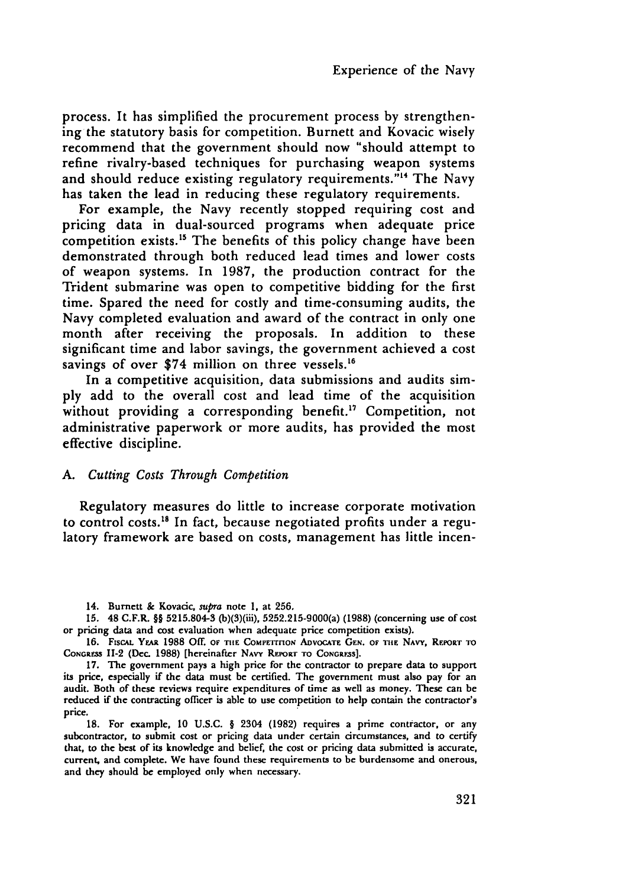process. It has simplified the procurement process by strengthening the statutory basis for competition. Burnett and Kovacic wisely recommend that the government should now "should attempt to refine rivalry-based techniques for purchasing weapon systems and should reduce existing regulatory requirements."[14] The Navy has taken the lead in reducing these regulatory requirements.

For example, the Navy recently stopped requiring cost and pricing data in dual-sourced programs when adequate price competition exists.[15] The benefits of this policy change have been demonstrated through both reduced lead times and lower costs of weapon systems. In 1987, the production contract for the Trident submarine was open to competitive bidding for the first time. Spared the need for costly and time-consuming audits, the Navy completed evaluation and award of the contract in only one month after receiving the proposals. In addition to these significant time and labor savings, the government achieved a cost savings of over $74 million on three vessels.[16]

In a competitive acquisition, data submissions and audits simply add to the overall cost and lead time of the acquisition without providing a corresponding benefit.[17] Competition, not administrative paperwork or more audits, has provided the most effective discipline.

### A. *Cutting Costs Through Competition*

Regulatory measures do little to increase corporate motivation to control costs.[18] In fact, because negotiated profits under a regulatory framework are based on costs, management has little incen-

---

14. Burnett & Kovacic, *supra* note 1, at 256.

15. 48 C.F.R. §§ 5215.804-3 (b)(3)(iii), 5252.215-9000(a) (1988) (concerning use of cost or pricing data and cost evaluation when adequate price competition exists).

16. Fiscal Year 1988 Off. of the Competition Advocate Gen. of the Navy, Report to Congress II-2 (Dec. 1988) [hereinafter Navy Report to Congress].

17. The government pays a high price for the contractor to prepare data to support its price, especially if the data must be certified. The government must also pay for an audit. Both of these reviews require expenditures of time as well as money. These can be reduced if the contracting officer is able to use competition to help contain the contractor's price.

18. For example, 10 U.S.C. § 2304 (1982) requires a prime contractor, or any subcontractor, to submit cost or pricing data under certain circumstances, and to certify that, to the best of its knowledge and belief, the cost or pricing data submitted is accurate, current, and complete. We have found these requirements to be burdensome and onerous, and they should be employed only when necessary.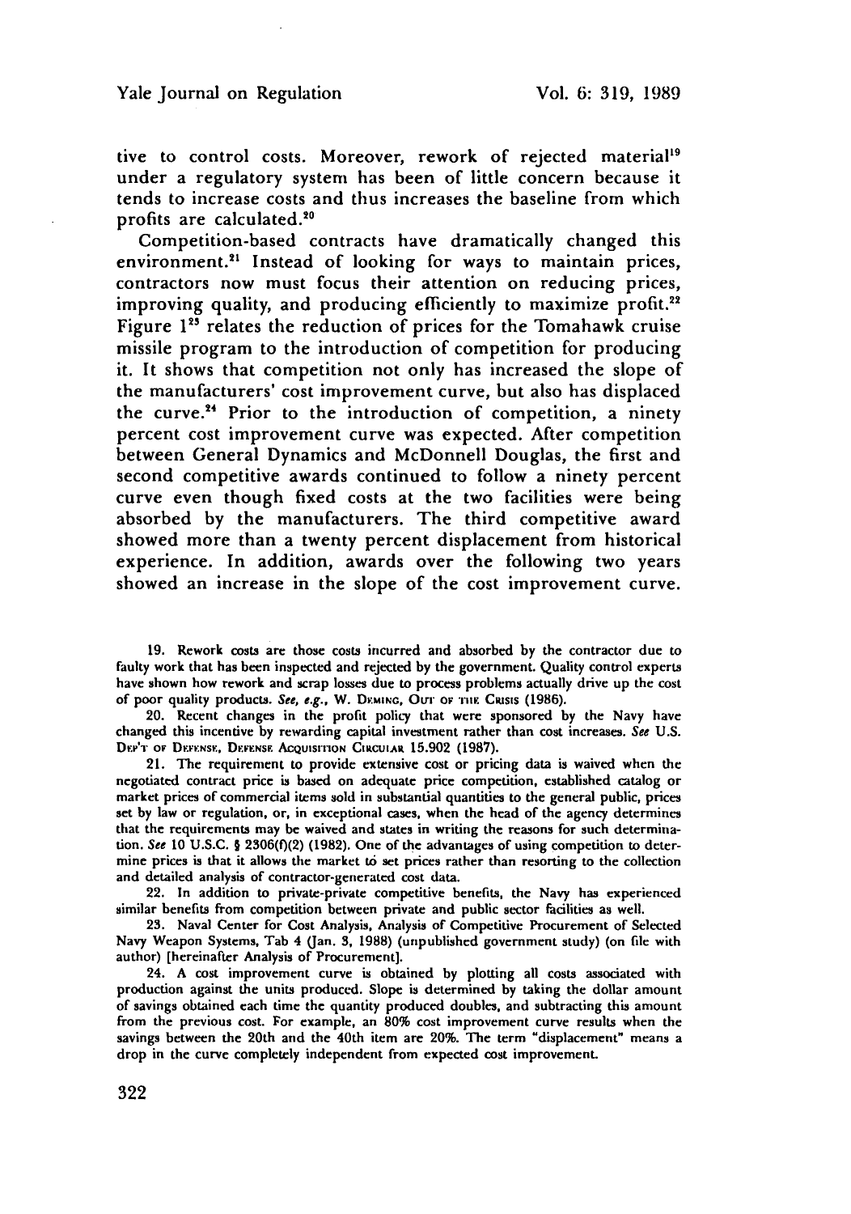tive to control costs. Moreover, rework of rejected material[19] under a regulatory system has been of little concern because it tends to increase costs and thus increases the baseline from which profits are calculated.[20]

Competition-based contracts have dramatically changed this environment.[21] Instead of looking for ways to maintain prices, contractors now must focus their attention on reducing prices, improving quality, and producing efficiently to maximize profit.[22] Figure 1[23] relates the reduction of prices for the Tomahawk cruise missile program to the introduction of competition for producing it. It shows that competition not only has increased the slope of the manufacturers' cost improvement curve, but also has displaced the curve.[24] Prior to the introduction of competition, a ninety percent cost improvement curve was expected. After competition between General Dynamics and McDonnell Douglas, the first and second competitive awards continued to follow a ninety percent curve even though fixed costs at the two facilities were being absorbed by the manufacturers. The third competitive award showed more than a twenty percent displacement from historical experience. In addition, awards over the following two years showed an increase in the slope of the cost improvement curve.

---

19. Rework costs are those costs incurred and absorbed by the contractor due to faulty work that has been inspected and rejected by the government. Quality control experts have shown how rework and scrap losses due to process problems actually drive up the cost of poor quality products. *See, e.g.*, W. Deming, Out of the Crisis (1986).

20. Recent changes in the profit policy that were sponsored by the Navy have changed this incentive by rewarding capital investment rather than cost increases. *See* U.S. Dep't of Defense, Defense Acquisition Circular 15.902 (1987).

21. The requirement to provide extensive cost or pricing data is waived when the negotiated contract price is based on adequate price competition, established catalog or market prices of commercial items sold in substantial quantities to the general public, prices set by law or regulation, or, in exceptional cases, when the head of the agency determines that the requirements may be waived and states in writing the reasons for such determination. *See* 10 U.S.C. § 2306(f)(2) (1982). One of the advantages of using competition to determine prices is that it allows the market to set prices rather than resorting to the collection and detailed analysis of contractor-generated cost data.

22. In addition to private-private competitive benefits, the Navy has experienced similar benefits from competition between private and public sector facilities as well.

23. Naval Center for Cost Analysis, Analysis of Competitive Procurement of Selected Navy Weapon Systems, Tab 4 (Jan. 3, 1988) (unpublished government study) (on file with author) [hereinafter Analysis of Procurement].

24. A cost improvement curve is obtained by plotting all costs associated with production against the units produced. Slope is determined by taking the dollar amount of savings obtained each time the quantity produced doubles, and subtracting this amount from the previous cost. For example, an 80% cost improvement curve results when the savings between the 20th and the 40th item are 20%. The term "displacement" means a drop in the curve completely independent from expected cost improvement.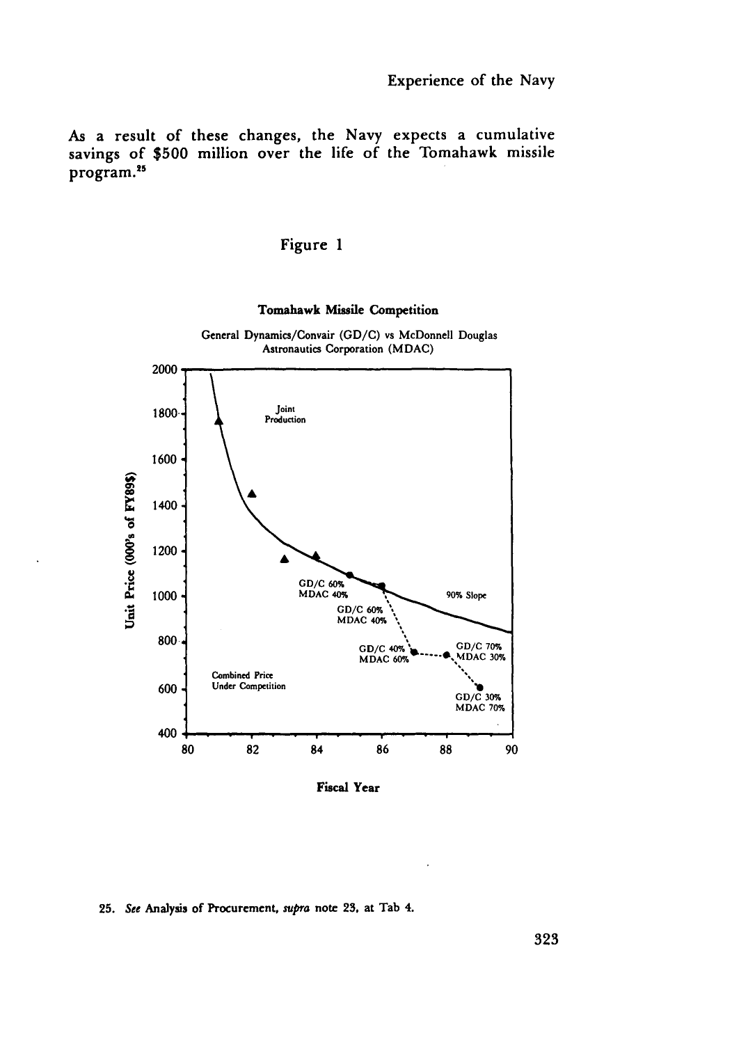As a result of these changes, the Navy expects a cumulative savings of $500 million over the life of the Tomahawk missile program.[25]

Figure 1

**Tomahawk Missile Competition**

General Dynamics/Convair (GD/C) vs McDonnell Douglas Astronautics Corporation (MDAC)

Joint Production

GD/C 60% MDAC 40%

GD/C 60% MDAC 40%

90% Slope

GD/C 40% MDAC 60%

GD/C 70% MDAC 30%

GD/C 30% MDAC 70%

Combined Price Under Competition

Unit Price (000's of FY89$)

Fiscal Year

25. *See* Analysis of Procurement, *supra* note 23, at Tab 4.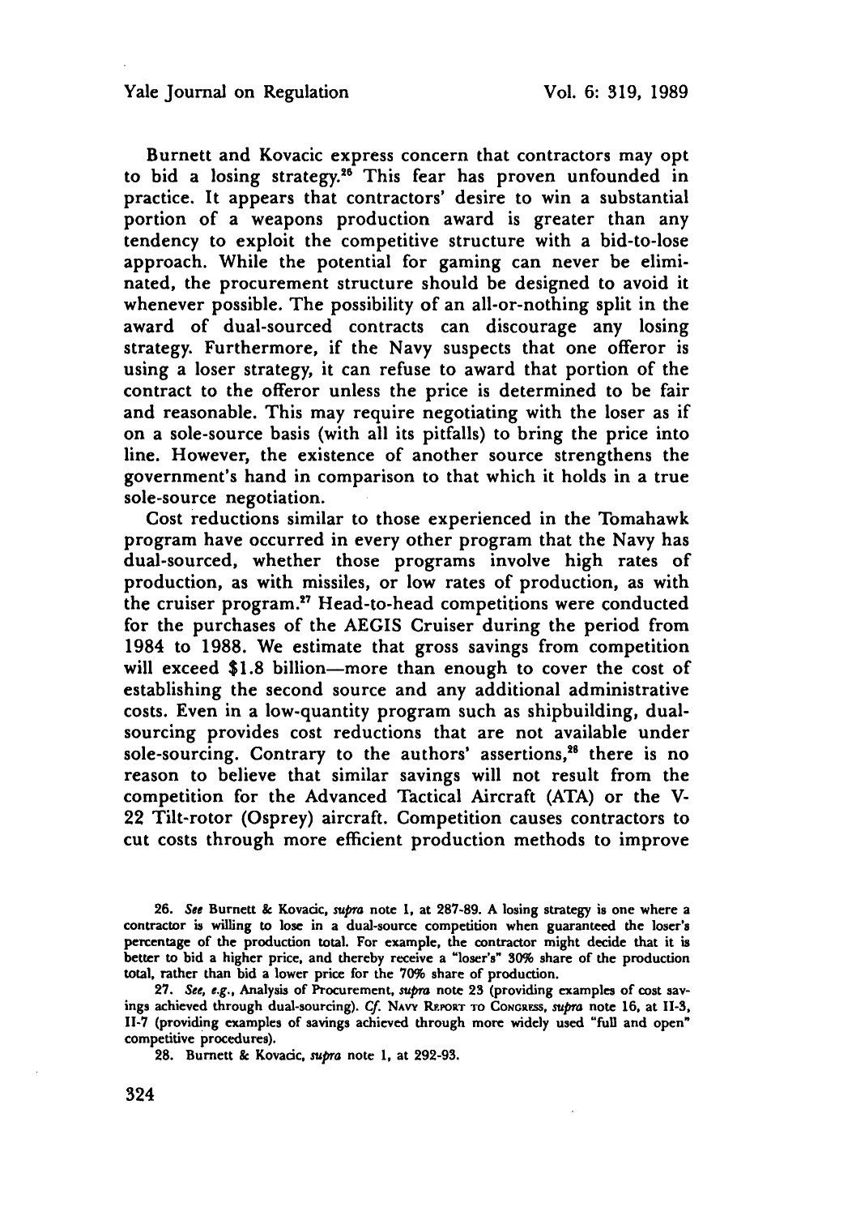Burnett and Kovacic express concern that contractors may opt to bid a losing strategy.[26] This fear has proven unfounded in practice. It appears that contractors' desire to win a substantial portion of a weapons production award is greater than any tendency to exploit the competitive structure with a bid-to-lose approach. While the potential for gaming can never be eliminated, the procurement structure should be designed to avoid it whenever possible. The possibility of an all-or-nothing split in the award of dual-sourced contracts can discourage any losing strategy. Furthermore, if the Navy suspects that one offeror is using a loser strategy, it can refuse to award that portion of the contract to the offeror unless the price is determined to be fair and reasonable. This may require negotiating with the loser as if on a sole-source basis (with all its pitfalls) to bring the price into line. However, the existence of another source strengthens the government's hand in comparison to that which it holds in a true sole-source negotiation.

Cost reductions similar to those experienced in the Tomahawk program have occurred in every other program that the Navy has dual-sourced, whether those programs involve high rates of production, as with missiles, or low rates of production, as with the cruiser program.[27] Head-to-head competitions were conducted for the purchases of the AEGIS Cruiser during the period from 1984 to 1988. We estimate that gross savings from competition will exceed $1.8 billion—more than enough to cover the cost of establishing the second source and any additional administrative costs. Even in a low-quantity program such as shipbuilding, dual-sourcing provides cost reductions that are not available under sole-sourcing. Contrary to the authors' assertions,[28] there is no reason to believe that similar savings will not result from the competition for the Advanced Tactical Aircraft (ATA) or the V-22 Tilt-rotor (Osprey) aircraft. Competition causes contractors to cut costs through more efficient production methods to improve

26. *See* Burnett & Kovacic, *supra* note 1, at 287-89. A losing strategy is one where a contractor is willing to lose in a dual-source competition when guaranteed the loser's percentage of the production total. For example, the contractor might decide that it is better to bid a higher price, and thereby receive a "loser's" 30% share of the production total, rather than bid a lower price for the 70% share of production.

27. *See, e.g.*, Analysis of Procurement, *supra* note 23 (providing examples of cost savings achieved through dual-sourcing). *Cf.* NAVY REPORT TO CONGRESS, *supra* note 16, at II-3, II-7 (providing examples of savings achieved through more widely used "full and open" competitive procedures).

28. Burnett & Kovacic, *supra* note 1, at 292-93.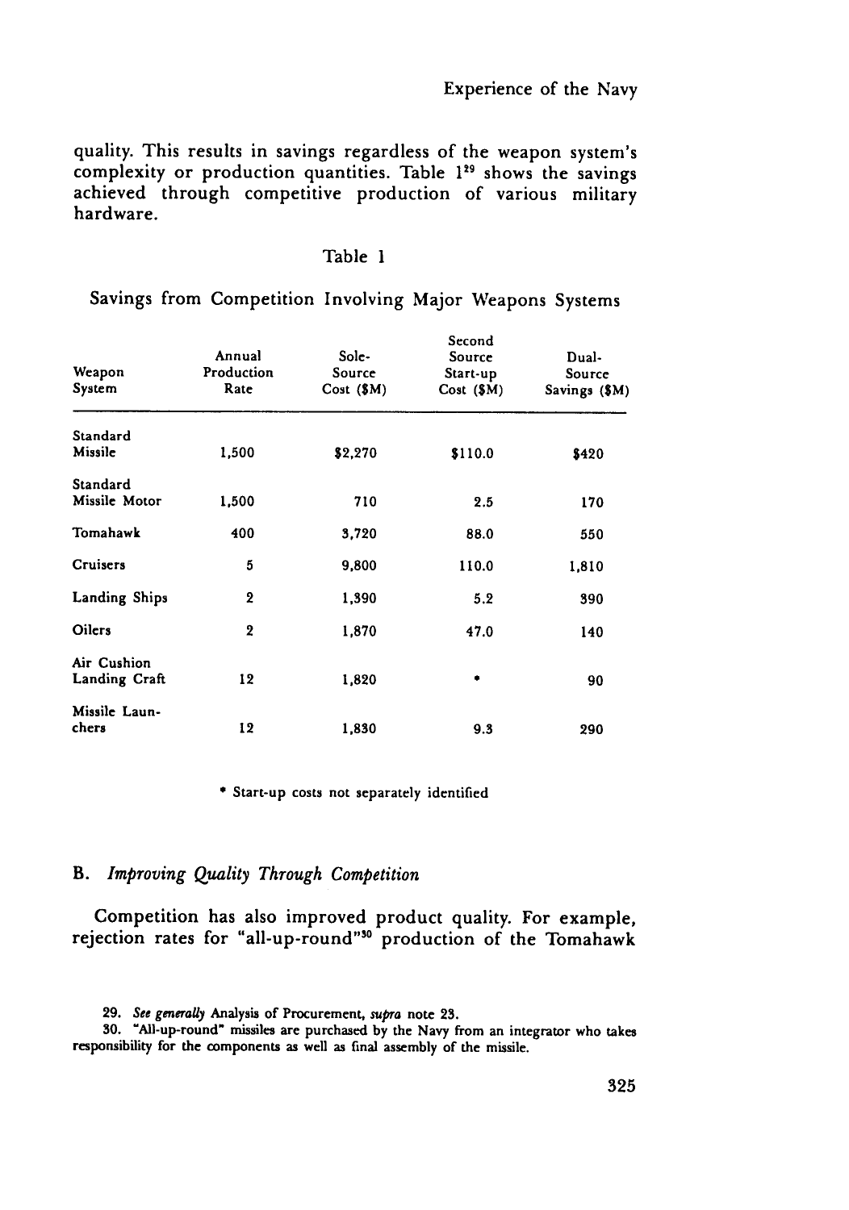quality. This results in savings regardless of the weapon system's complexity or production quantities. Table 1[29] shows the savings achieved through competitive production of various military hardware.

Table 1

Savings from Competition Involving Major Weapons Systems

| Weapon System | Annual Production Rate | Sole-Source Cost ($M) | Second Source Start-up Cost ($M) | Dual-Source Savings ($M) |
|---|---|---|---|---|
| Standard Missile | 1,500 | $2,270 | $110.0 | $420 |
| Standard Missile Motor | 1,500 | 710 | 2.5 | 170 |
| Tomahawk | 400 | 3,720 | 88.0 | 550 |
| Cruisers | 5 | 9,800 | 110.0 | 1,810 |
| Landing Ships | 2 | 1,390 | 5.2 | 390 |
| Oilers | 2 | 1,870 | 47.0 | 140 |
| Air Cushion Landing Craft | 12 | 1,820 | * | 90 |
| Missile Launchers | 12 | 1,830 | 9.3 | 290 |

\* Start-up costs not separately identified

## B. *Improving Quality Through Competition*

Competition has also improved product quality. For example, rejection rates for "all-up-round"[30] production of the Tomahawk

29. *See generally* Analysis of Procurement, *supra* note 23.

30. "All-up-round" missiles are purchased by the Navy from an integrator who takes responsibility for the components as well as final assembly of the missile.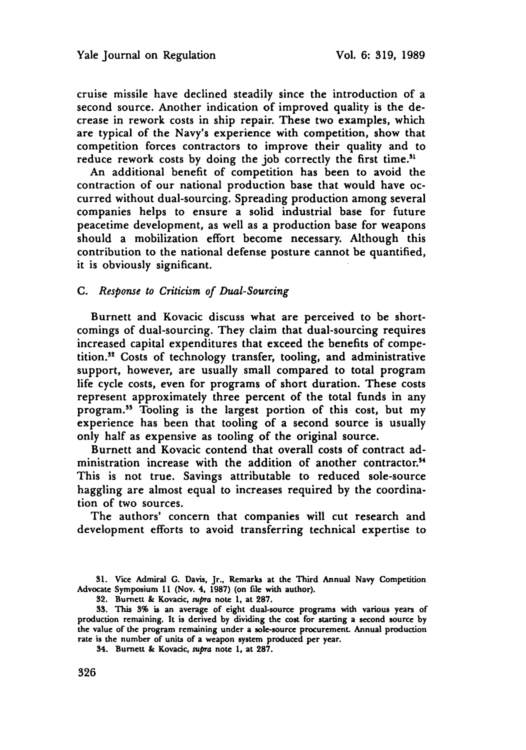cruise missile have declined steadily since the introduction of a second source. Another indication of improved quality is the decrease in rework costs in ship repair. These two examples, which are typical of the Navy's experience with competition, show that competition forces contractors to improve their quality and to reduce rework costs by doing the job correctly the first time.[31]

An additional benefit of competition has been to avoid the contraction of our national production base that would have occurred without dual-sourcing. Spreading production among several companies helps to ensure a solid industrial base for future peacetime development, as well as a production base for weapons should a mobilization effort become necessary. Although this contribution to the national defense posture cannot be quantified, it is obviously significant.

### C. *Response to Criticism of Dual-Sourcing*

Burnett and Kovacic discuss what are perceived to be shortcomings of dual-sourcing. They claim that dual-sourcing requires increased capital expenditures that exceed the benefits of competition.[32] Costs of technology transfer, tooling, and administrative support, however, are usually small compared to total program life cycle costs, even for programs of short duration. These costs represent approximately three percent of the total funds in any program.[33] Tooling is the largest portion of this cost, but my experience has been that tooling of a second source is usually only half as expensive as tooling of the original source.

Burnett and Kovacic contend that overall costs of contract administration increase with the addition of another contractor.[34] This is not true. Savings attributable to reduced sole-source haggling are almost equal to increases required by the coordination of two sources.

The authors' concern that companies will cut research and development efforts to avoid transferring technical expertise to

---

31. Vice Admiral G. Davis, Jr., Remarks at the Third Annual Navy Competition Advocate Symposium 11 (Nov. 4, 1987) (on file with author).

32. Burnett & Kovacic, *supra* note 1, at 287.

33. This 3% is an average of eight dual-source programs with various years of production remaining. It is derived by dividing the cost for starting a second source by the value of the program remaining under a sole-source procurement. Annual production rate is the number of units of a weapon system produced per year.

34. Burnett & Kovacic, *supra* note 1, at 287.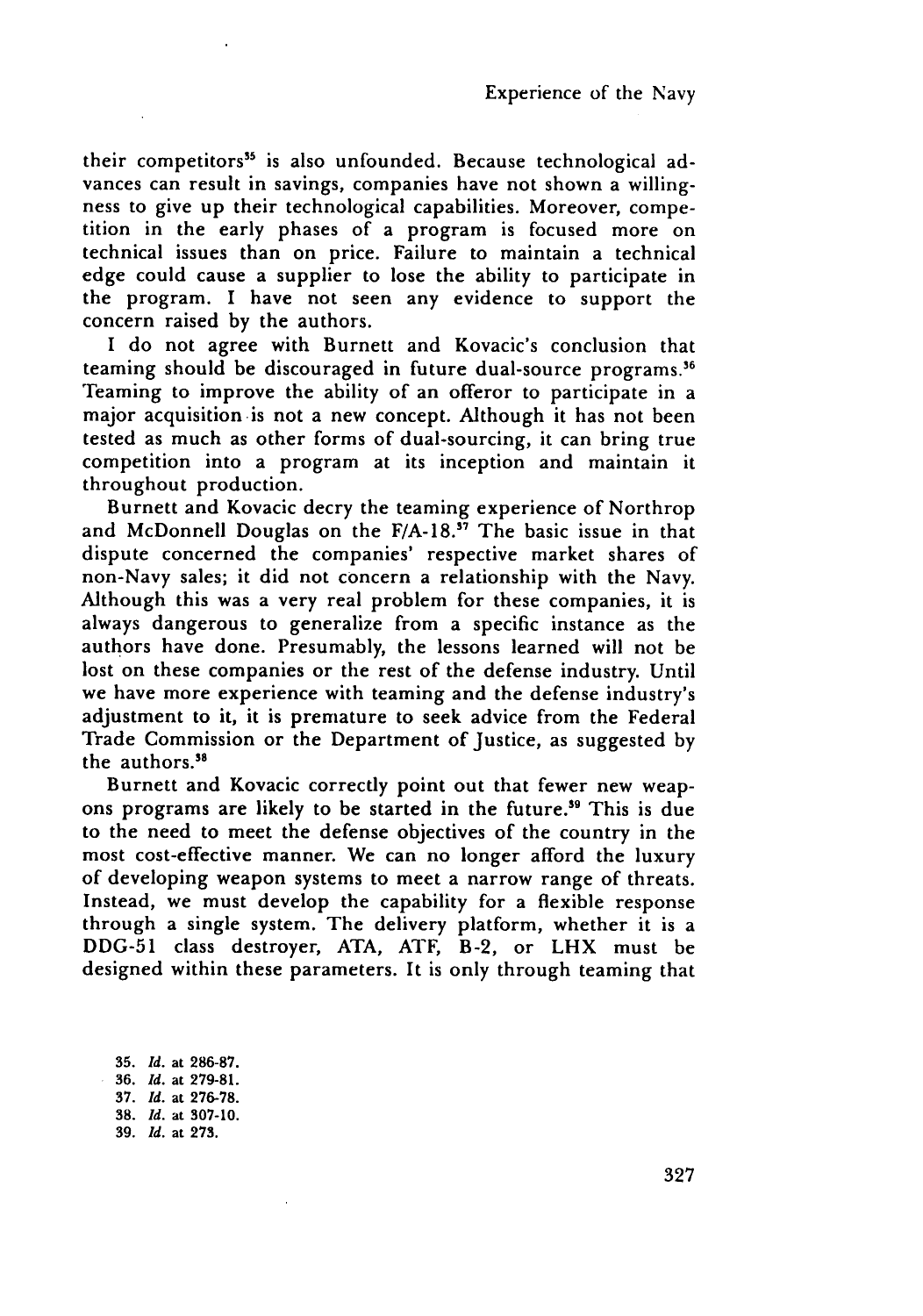their competitors[35] is also unfounded. Because technological advances can result in savings, companies have not shown a willingness to give up their technological capabilities. Moreover, competition in the early phases of a program is focused more on technical issues than on price. Failure to maintain a technical edge could cause a supplier to lose the ability to participate in the program. I have not seen any evidence to support the concern raised by the authors.

I do not agree with Burnett and Kovacic's conclusion that teaming should be discouraged in future dual-source programs.[36] Teaming to improve the ability of an offeror to participate in a major acquisition is not a new concept. Although it has not been tested as much as other forms of dual-sourcing, it can bring true competition into a program at its inception and maintain it throughout production.

Burnett and Kovacic decry the teaming experience of Northrop and McDonnell Douglas on the F/A-18.[37] The basic issue in that dispute concerned the companies' respective market shares of non-Navy sales; it did not concern a relationship with the Navy. Although this was a very real problem for these companies, it is always dangerous to generalize from a specific instance as the authors have done. Presumably, the lessons learned will not be lost on these companies or the rest of the defense industry. Until we have more experience with teaming and the defense industry's adjustment to it, it is premature to seek advice from the Federal Trade Commission or the Department of Justice, as suggested by the authors.[38]

Burnett and Kovacic correctly point out that fewer new weapons programs are likely to be started in the future.[39] This is due to the need to meet the defense objectives of the country in the most cost-effective manner. We can no longer afford the luxury of developing weapon systems to meet a narrow range of threats. Instead, we must develop the capability for a flexible response through a single system. The delivery platform, whether it is a DDG-51 class destroyer, ATA, ATF, B-2, or LHX must be designed within these parameters. It is only through teaming that

35. *Id.* at 286-87.
36. *Id.* at 279-81.
37. *Id.* at 276-78.
38. *Id.* at 307-10.
39. *Id.* at 273.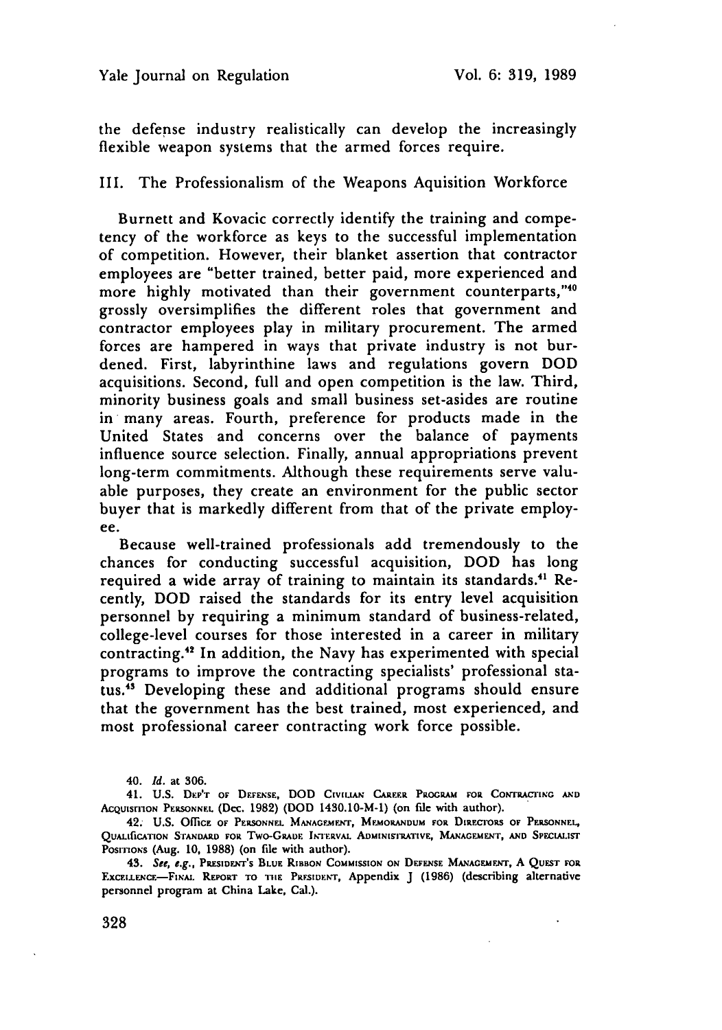the defense industry realistically can develop the increasingly flexible weapon systems that the armed forces require.

## III. The Professionalism of the Weapons Aquisition Workforce

Burnett and Kovacic correctly identify the training and competency of the workforce as keys to the successful implementation of competition. However, their blanket assertion that contractor employees are "better trained, better paid, more experienced and more highly motivated than their government counterparts,"[40] grossly oversimplifies the different roles that government and contractor employees play in military procurement. The armed forces are hampered in ways that private industry is not burdened. First, labyrinthine laws and regulations govern DOD acquisitions. Second, full and open competition is the law. Third, minority business goals and small business set-asides are routine in many areas. Fourth, preference for products made in the United States and concerns over the balance of payments influence source selection. Finally, annual appropriations prevent long-term commitments. Although these requirements serve valuable purposes, they create an environment for the public sector buyer that is markedly different from that of the private employee.

Because well-trained professionals add tremendously to the chances for conducting successful acquisition, DOD has long required a wide array of training to maintain its standards.[41] Recently, DOD raised the standards for its entry level acquisition personnel by requiring a minimum standard of business-related, college-level courses for those interested in a career in military contracting.[42] In addition, the Navy has experimented with special programs to improve the contracting specialists' professional status.[43] Developing these and additional programs should ensure that the government has the best trained, most experienced, and most professional career contracting work force possible.

40. *Id.* at 306.

41. U.S. Dep't of Defense, DOD Civilian Career Program for Contracting and Acquisition Personnel (Dec. 1982) (DOD 1430.10-M-1) (on file with author).

42. U.S. Office of Personnel Management, Memorandum for Directors of Personnel, Qualification Standard for Two-Grade Interval Administrative, Management, and Specialist Positions (Aug. 10, 1988) (on file with author).

43. *See, e.g.*, President's Blue Ribbon Commission on Defense Management, A Quest for Excellence—Final Report to the President, Appendix J (1986) (describing alternative personnel program at China Lake, Cal.).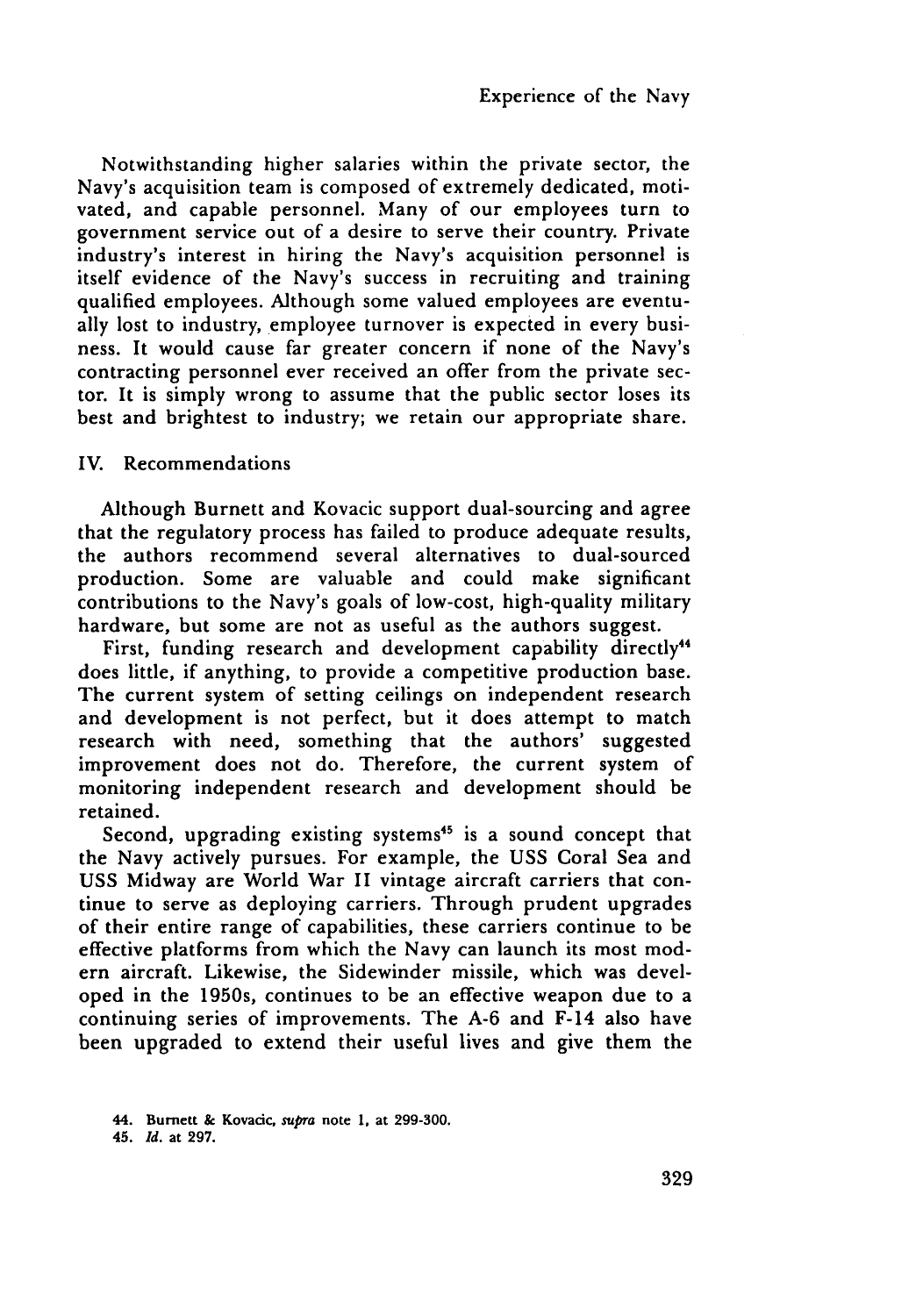Notwithstanding higher salaries within the private sector, the Navy's acquisition team is composed of extremely dedicated, motivated, and capable personnel. Many of our employees turn to government service out of a desire to serve their country. Private industry's interest in hiring the Navy's acquisition personnel is itself evidence of the Navy's success in recruiting and training qualified employees. Although some valued employees are eventually lost to industry, employee turnover is expected in every business. It would cause far greater concern if none of the Navy's contracting personnel ever received an offer from the private sector. It is simply wrong to assume that the public sector loses its best and brightest to industry; we retain our appropriate share.

## IV. Recommendations

Although Burnett and Kovacic support dual-sourcing and agree that the regulatory process has failed to produce adequate results, the authors recommend several alternatives to dual-sourced production. Some are valuable and could make significant contributions to the Navy's goals of low-cost, high-quality military hardware, but some are not as useful as the authors suggest.

First, funding research and development capability directly[44] does little, if anything, to provide a competitive production base. The current system of setting ceilings on independent research and development is not perfect, but it does attempt to match research with need, something that the authors' suggested improvement does not do. Therefore, the current system of monitoring independent research and development should be retained.

Second, upgrading existing systems[45] is a sound concept that the Navy actively pursues. For example, the USS Coral Sea and USS Midway are World War II vintage aircraft carriers that continue to serve as deploying carriers. Through prudent upgrades of their entire range of capabilities, these carriers continue to be effective platforms from which the Navy can launch its most modern aircraft. Likewise, the Sidewinder missile, which was developed in the 1950s, continues to be an effective weapon due to a continuing series of improvements. The A-6 and F-14 also have been upgraded to extend their useful lives and give them the

44. Burnett & Kovacic, *supra* note 1, at 299-300.
45. *Id.* at 297.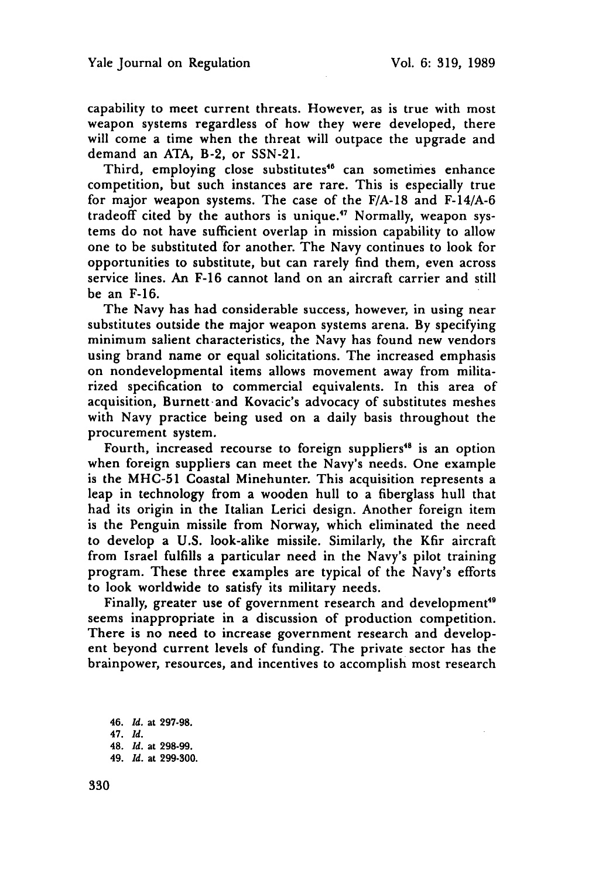capability to meet current threats. However, as is true with most weapon systems regardless of how they were developed, there will come a time when the threat will outpace the upgrade and demand an ATA, B-2, or SSN-21.

Third, employing close substitutes[46] can sometimes enhance competition, but such instances are rare. This is especially true for major weapon systems. The case of the F/A-18 and F-14/A-6 tradeoff cited by the authors is unique.[47] Normally, weapon systems do not have sufficient overlap in mission capability to allow one to be substituted for another. The Navy continues to look for opportunities to substitute, but can rarely find them, even across service lines. An F-16 cannot land on an aircraft carrier and still be an F-16.

The Navy has had considerable success, however, in using near substitutes outside the major weapon systems arena. By specifying minimum salient characteristics, the Navy has found new vendors using brand name or equal solicitations. The increased emphasis on nondevelopmental items allows movement away from militarized specification to commercial equivalents. In this area of acquisition, Burnett and Kovacic's advocacy of substitutes meshes with Navy practice being used on a daily basis throughout the procurement system.

Fourth, increased recourse to foreign suppliers[48] is an option when foreign suppliers can meet the Navy's needs. One example is the MHC-51 Coastal Minehunter. This acquisition represents a leap in technology from a wooden hull to a fiberglass hull that had its origin in the Italian Lerici design. Another foreign item is the Penguin missile from Norway, which eliminated the need to develop a U.S. look-alike missile. Similarly, the Kfir aircraft from Israel fulfills a particular need in the Navy's pilot training program. These three examples are typical of the Navy's efforts to look worldwide to satisfy its military needs.

Finally, greater use of government research and development[49] seems inappropriate in a discussion of production competition. There is no need to increase government research and developent beyond current levels of funding. The private sector has the brainpower, resources, and incentives to accomplish most research

46. *Id.* at 297-98.
47. *Id.*
48. *Id.* at 298-99.
49. *Id.* at 299-300.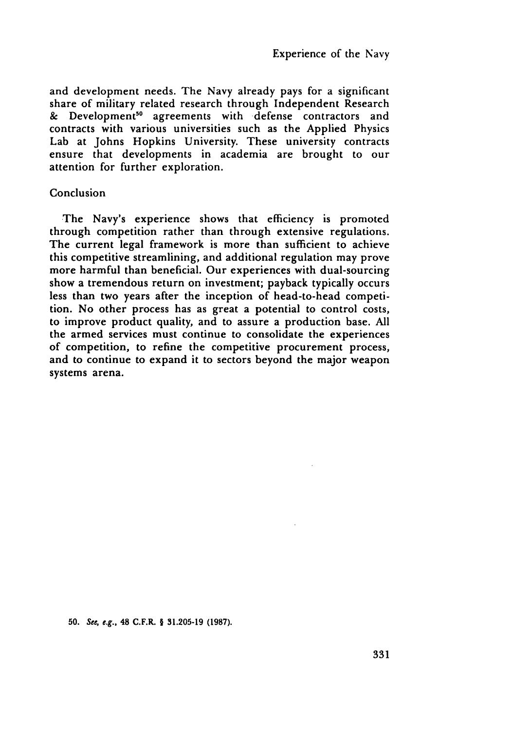and development needs. The Navy already pays for a significant share of military related research through Independent Research & Development[50] agreements with defense contractors and contracts with various universities such as the Applied Physics Lab at Johns Hopkins University. These university contracts ensure that developments in academia are brought to our attention for further exploration.

## Conclusion

The Navy's experience shows that efficiency is promoted through competition rather than through extensive regulations. The current legal framework is more than sufficient to achieve this competitive streamlining, and additional regulation may prove more harmful than beneficial. Our experiences with dual-sourcing show a tremendous return on investment; payback typically occurs less than two years after the inception of head-to-head competition. No other process has as great a potential to control costs, to improve product quality, and to assure a production base. All the armed services must continue to consolidate the experiences of competition, to refine the competitive procurement process, and to continue to expand it to sectors beyond the major weapon systems arena.

50. *See, e.g.*, 48 C.F.R. § 31.205-19 (1987).